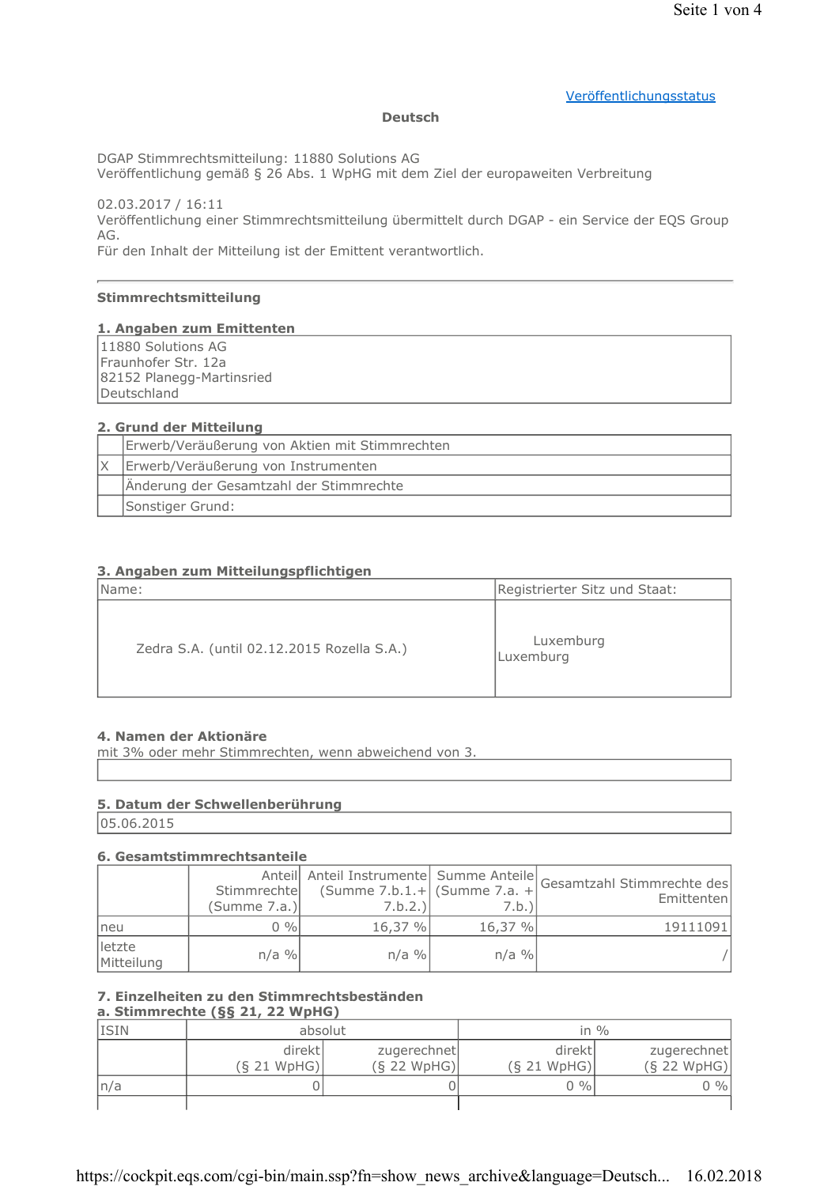Veröffentlichungsstatus

**Deutsch**

DGAP Stimmrechtsmitteilung: 11880 Solutions AG
Veröffentlichung gemäß § 26 Abs. 1 WpHG mit dem Ziel der europaweiten Verbreitung

02.03.2017 / 16:11
Veröffentlichung einer Stimmrechtsmitteilung übermittelt durch DGAP - ein Service der EQS Group AG.
Für den Inhalt der Mitteilung ist der Emittent verantwortlich.

---

**Stimmrechtsmitteilung**

**1. Angaben zum Emittenten**

| 11880 Solutions AG<br>Fraunhofer Str. 12a<br>82152 Planegg-Martinsried<br>Deutschland |
|---|

**2. Grund der Mitteilung**

| | |
|---|---|
| | Erwerb/Veräußerung von Aktien mit Stimmrechten |
| X | Erwerb/Veräußerung von Instrumenten |
| | Änderung der Gesamtzahl der Stimmrechte |
| | Sonstiger Grund: |

**3. Angaben zum Mitteilungspflichtigen**

| Name: | Registrierter Sitz und Staat: |
|---|---|
| Zedra S.A. (until 02.12.2015 Rozella S.A.) | Luxemburg<br>Luxemburg |

**4. Namen der Aktionäre**
mit 3% oder mehr Stimmrechten, wenn abweichend von 3.

| |
|---|

**5. Datum der Schwellenberührung**

| 05.06.2015 |
|---|

**6. Gesamtstimmrechtsanteile**

| | Anteil Stimmrechte (Summe 7.a.) | Anteil Instrumente (Summe 7.b.1.+ 7.b.2.) | Summe Anteile (Summe 7.a. + 7.b.) | Gesamtzahl Stimmrechte des Emittenten |
|---|---|---|---|---|
| neu | 0 % | 16,37 % | 16,37 % | 19111091 |
| letzte Mitteilung | n/a % | n/a % | n/a % | / |

**7. Einzelheiten zu den Stimmrechtsbeständen**
**a. Stimmrechte (§§ 21, 22 WpHG)**

| ISIN | absolut | | in % | |
|---|---|---|---|---|
| | direkt (§ 21 WpHG) | zugerechnet (§ 22 WpHG) | direkt (§ 21 WpHG) | zugerechnet (§ 22 WpHG) |
| n/a | 0 | 0 | 0 % | 0 % |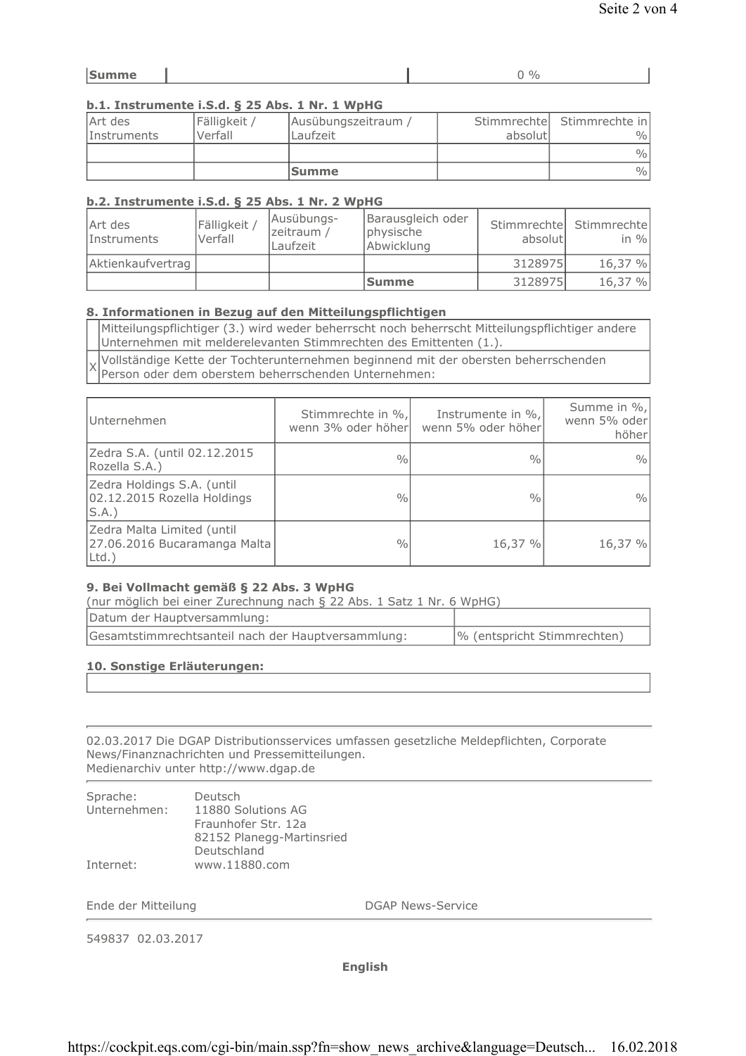| Summe | | 0 % |
|---|---|---|

### b.1. Instrumente i.S.d. § 25 Abs. 1 Nr. 1 WpHG

| Art des Instruments | Fälligkeit / Verfall | Ausübungszeitraum / Laufzeit | Stimmrechte absolut | Stimmrechte in % |
|---|---|---|---|---|
| | | | | % |
| | | Summe | | % |

### b.2. Instrumente i.S.d. § 25 Abs. 1 Nr. 2 WpHG

| Art des Instruments | Fälligkeit / Verfall | Ausübungs-zeitraum / Laufzeit | Barausgleich oder physische Abwicklung | Stimmrechte absolut | Stimmrechte in % |
|---|---|---|---|---|---|
| Aktienkaufvertrag | | | | 3128975 | 16,37 % |
| | | | Summe | 3128975 | 16,37 % |

### 8. Informationen in Bezug auf den Mitteilungspflichtigen

| | |
|---|---|
| | Mitteilungspflichtiger (3.) wird weder beherrscht noch beherrscht Mitteilungspflichtiger andere Unternehmen mit melderelevanten Stimmrechten des Emittenten (1.). |
| X | Vollständige Kette der Tochterunternehmen beginnend mit der obersten beherrschenden Person oder dem oberstem beherrschenden Unternehmen: |

| Unternehmen | Stimmrechte in %, wenn 3% oder höher | Instrumente in %, wenn 5% oder höher | Summe in %, wenn 5% oder höher |
|---|---|---|---|
| Zedra S.A. (until 02.12.2015 Rozella S.A.) | % | % | % |
| Zedra Holdings S.A. (until 02.12.2015 Rozella Holdings S.A.) | % | % | % |
| Zedra Malta Limited (until 27.06.2016 Bucaramanga Malta Ltd.) | % | 16,37 % | 16,37 % |

### 9. Bei Vollmacht gemäß § 22 Abs. 3 WpHG

(nur möglich bei einer Zurechnung nach § 22 Abs. 1 Satz 1 Nr. 6 WpHG)

| Datum der Hauptversammlung: | |
|---|---|
| Gesamtstimmrechtsanteil nach der Hauptversammlung: | % (entspricht Stimmrechten) |

### 10. Sonstige Erläuterungen:

---

02.03.2017 Die DGAP Distributionsservices umfassen gesetzliche Meldepflichten, Corporate News/Finanznachrichten und Pressemitteilungen.
Medienarchiv unter http://www.dgap.de

---

| | |
|---|---|
| Sprache: | Deutsch |
| Unternehmen: | 11880 Solutions AG<br>Fraunhofer Str. 12a<br>82152 Planegg-Martinsried<br>Deutschland |
| Internet: | www.11880.com |

Ende der Mitteilung DGAP News-Service

---

549837 02.03.2017

**English**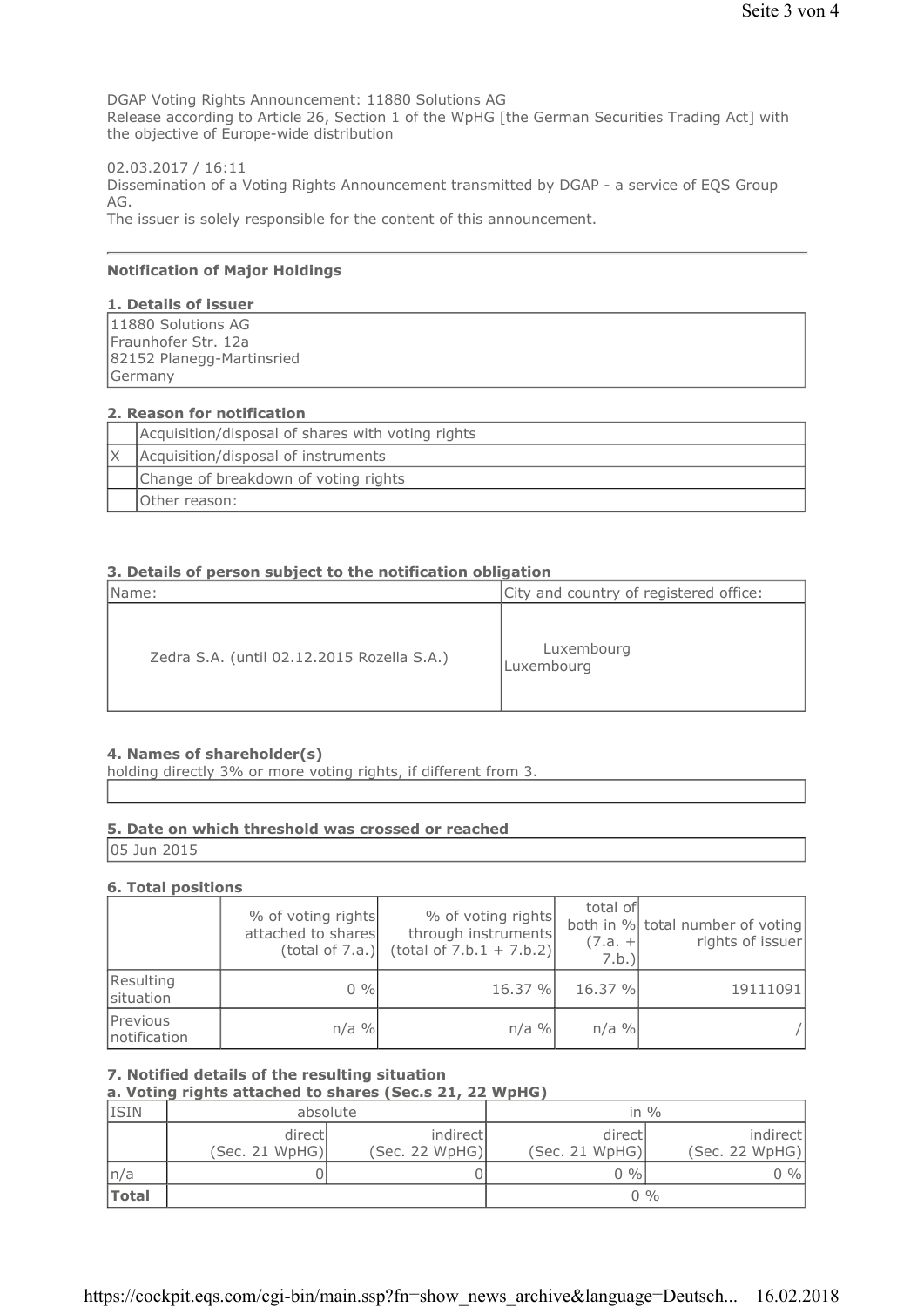DGAP Voting Rights Announcement: 11880 Solutions AG
Release according to Article 26, Section 1 of the WpHG [the German Securities Trading Act] with the objective of Europe-wide distribution

02.03.2017 / 16:11
Dissemination of a Voting Rights Announcement transmitted by DGAP - a service of EQS Group AG.
The issuer is solely responsible for the content of this announcement.

---

**Notification of Major Holdings**

**1. Details of issuer**

| 11880 Solutions AG<br>Fraunhofer Str. 12a<br>82152 Planegg-Martinsried<br>Germany |
|---|

**2. Reason for notification**

| | |
|---|---|
| | Acquisition/disposal of shares with voting rights |
| X | Acquisition/disposal of instruments |
| | Change of breakdown of voting rights |
| | Other reason: |

**3. Details of person subject to the notification obligation**

| Name: | City and country of registered office: |
|---|---|
| Zedra S.A. (until 02.12.2015 Rozella S.A.) | Luxembourg<br>Luxembourg |

**4. Names of shareholder(s)**
holding directly 3% or more voting rights, if different from 3.

| |
|---|
| |

**5. Date on which threshold was crossed or reached**

| 05 Jun 2015 |
|---|

**6. Total positions**

| | % of voting rights attached to shares (total of 7.a.) | % of voting rights through instruments (total of 7.b.1 + 7.b.2) | total of both in % (7.a. + 7.b.) | total number of voting rights of issuer |
|---|---|---|---|---|
| Resulting situation | 0 % | 16.37 % | 16.37 % | 19111091 |
| Previous notification | n/a % | n/a % | n/a % | / |

**7. Notified details of the resulting situation**
**a. Voting rights attached to shares (Sec.s 21, 22 WpHG)**

| ISIN | absolute | | in % | |
|---|---|---|---|---|
| | direct (Sec. 21 WpHG) | indirect (Sec. 22 WpHG) | direct (Sec. 21 WpHG) | indirect (Sec. 22 WpHG) |
| n/a | 0 | 0 | 0 % | 0 % |
| **Total** | | | 0 % | |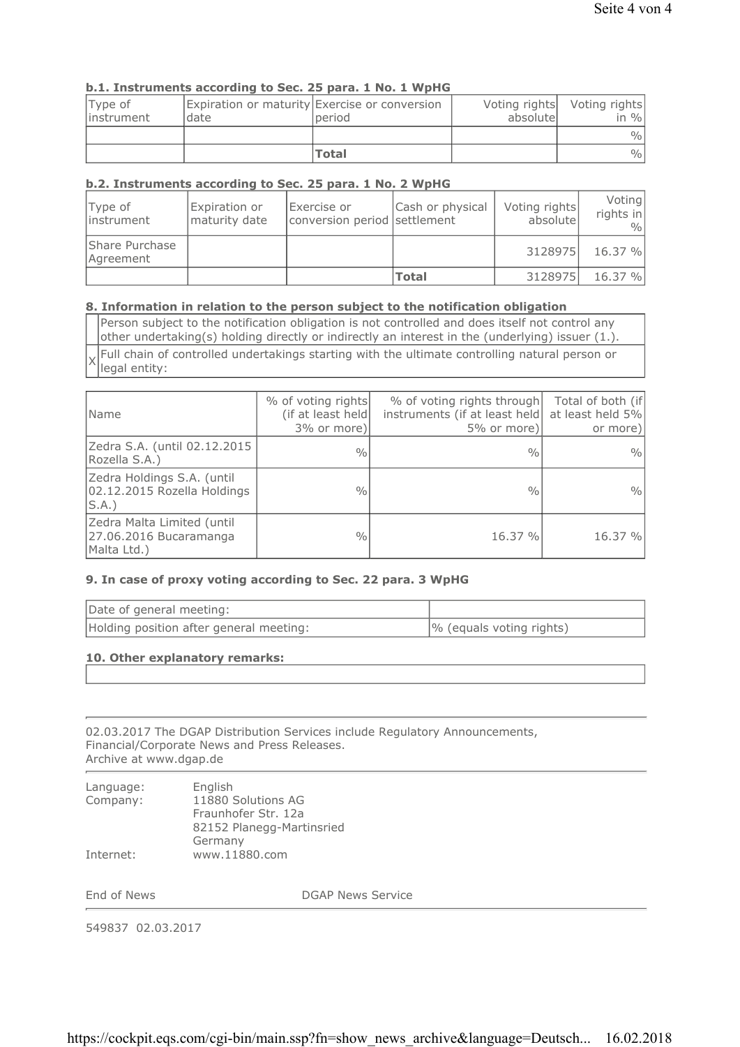**b.1. Instruments according to Sec. 25 para. 1 No. 1 WpHG**

| Type of instrument | Expiration or maturity date | Exercise or conversion period | Voting rights absolute | Voting rights in % |
|---|---|---|---|---|
| | | | | % |
| | | **Total** | | % |

**b.2. Instruments according to Sec. 25 para. 1 No. 2 WpHG**

| Type of instrument | Expiration or maturity date | Exercise or conversion period | Cash or physical settlement | Voting rights absolute | Voting rights in % |
|---|---|---|---|---|---|
| Share Purchase Agreement | | | | 3128975 | 16.37 % |
| | | | **Total** | 3128975 | 16.37 % |

**8. Information in relation to the person subject to the notification obligation**

| | |
|---|---|
| | Person subject to the notification obligation is not controlled and does itself not control any other undertaking(s) holding directly or indirectly an interest in the (underlying) issuer (1.). |
| X | Full chain of controlled undertakings starting with the ultimate controlling natural person or legal entity: |

| Name | % of voting rights (if at least held 3% or more) | % of voting rights through instruments (if at least held 5% or more) | Total of both (if at least held 5% or more) |
|---|---|---|---|
| Zedra S.A. (until 02.12.2015 Rozella S.A.) | % | % | % |
| Zedra Holdings S.A. (until 02.12.2015 Rozella Holdings S.A.) | % | % | % |
| Zedra Malta Limited (until 27.06.2016 Bucaramanga Malta Ltd.) | % | 16.37 % | 16.37 % |

**9. In case of proxy voting according to Sec. 22 para. 3 WpHG**

| | |
|---|---|
| Date of general meeting: | |
| Holding position after general meeting: | % (equals voting rights) |

**10. Other explanatory remarks:**

---

02.03.2017 The DGAP Distribution Services include Regulatory Announcements, Financial/Corporate News and Press Releases.
Archive at www.dgap.de

---

| | |
|---|---|
| Language: | English |
| Company: | 11880 Solutions AG<br>Fraunhofer Str. 12a<br>82152 Planegg-Martinsried<br>Germany |
| Internet: | www.11880.com |

End of News DGAP News Service

---

549837 02.03.2017